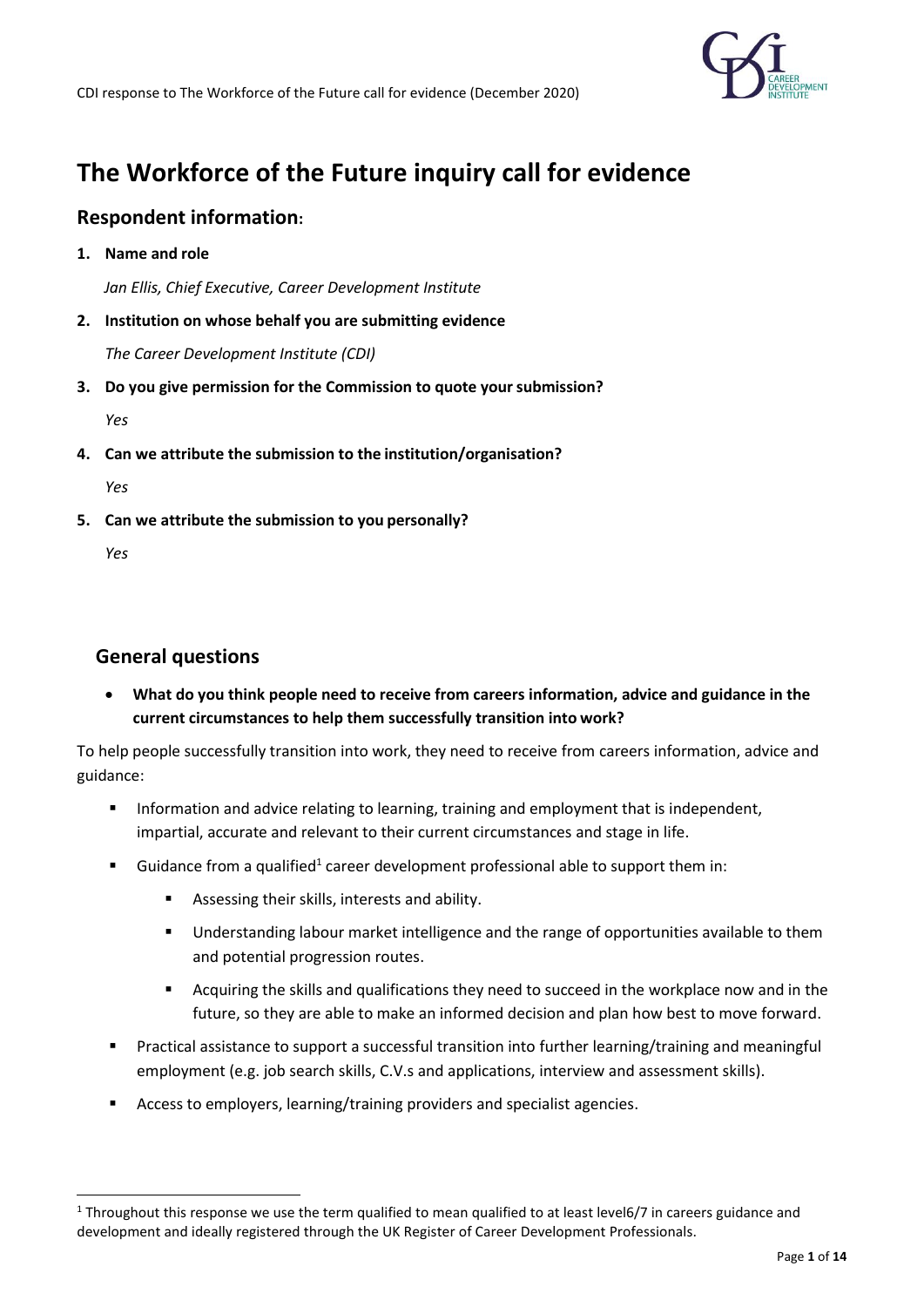# The Workforce of the Future inquiry call for evidence

## Respondent information:

1. **Name and role**

   *Jan Ellis, Chief Executive, Career Development Institute*

2. **Institution on whose behalf you are submitting evidence**

   *The Career Development Institute (CDI)*

3. **Do you give permission for the Commission to quote your submission?**

   *Yes*

4. **Can we attribute the submission to the institution/organisation?**

   *Yes*

5. **Can we attribute the submission to you personally?**

   *Yes*

## General questions

- **What do you think people need to receive from careers information, advice and guidance in the current circumstances to help them successfully transition into work?**

To help people successfully transition into work, they need to receive from careers information, advice and guidance:

- Information and advice relating to learning, training and employment that is independent, impartial, accurate and relevant to their current circumstances and stage in life.
- Guidance from a qualified[1] career development professional able to support them in:
  - Assessing their skills, interests and ability.
  - Understanding labour market intelligence and the range of opportunities available to them and potential progression routes.
  - Acquiring the skills and qualifications they need to succeed in the workplace now and in the future, so they are able to make an informed decision and plan how best to move forward.
- Practical assistance to support a successful transition into further learning/training and meaningful employment (e.g. job search skills, C.V.s and applications, interview and assessment skills).
- Access to employers, learning/training providers and specialist agencies.

---

[1] Throughout this response we use the term qualified to mean qualified to at least level6/7 in careers guidance and development and ideally registered through the UK Register of Career Development Professionals.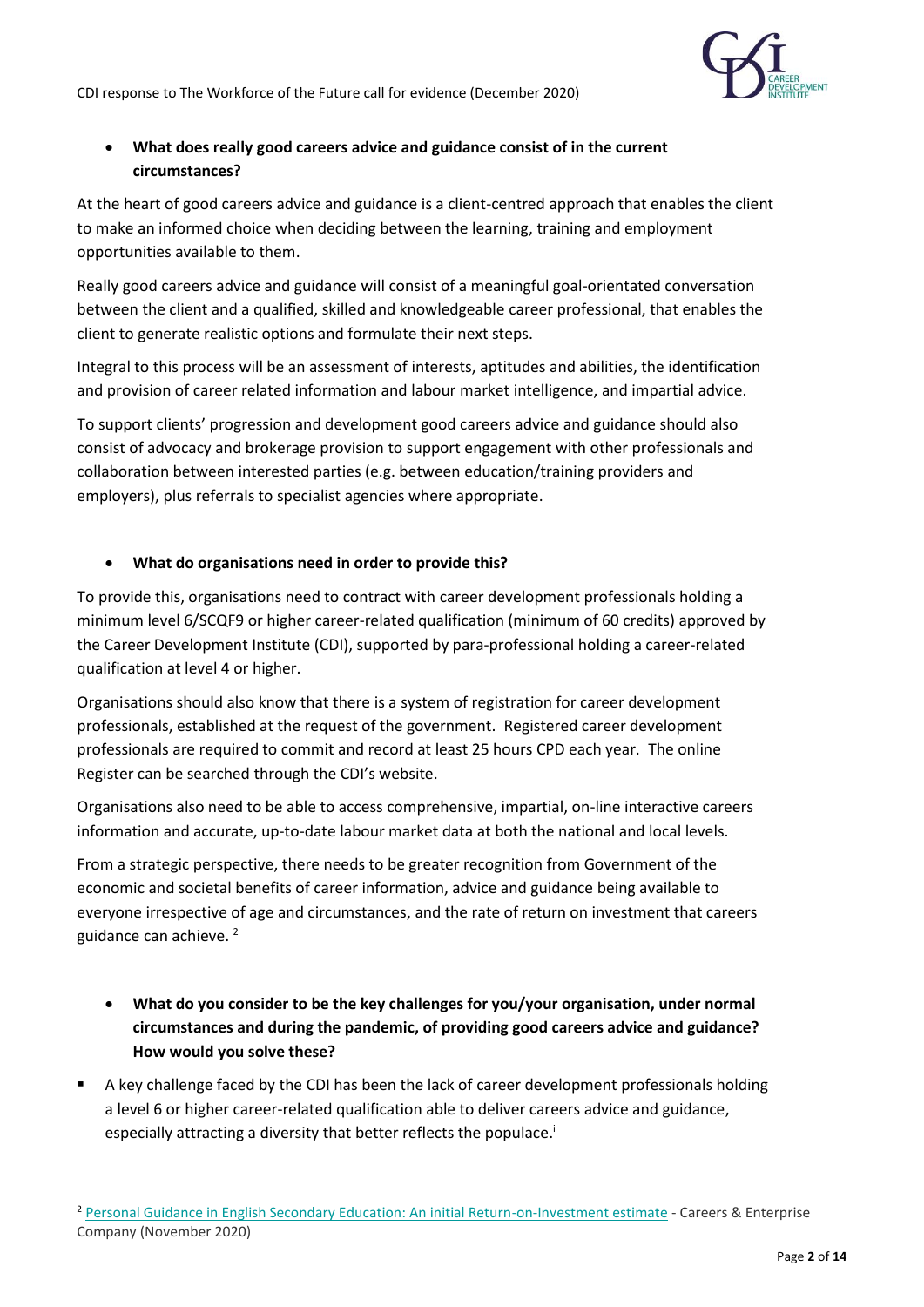- **What does really good careers advice and guidance consist of in the current circumstances?**

At the heart of good careers advice and guidance is a client-centred approach that enables the client to make an informed choice when deciding between the learning, training and employment opportunities available to them.

Really good careers advice and guidance will consist of a meaningful goal-orientated conversation between the client and a qualified, skilled and knowledgeable career professional, that enables the client to generate realistic options and formulate their next steps.

Integral to this process will be an assessment of interests, aptitudes and abilities, the identification and provision of career related information and labour market intelligence, and impartial advice.

To support clients' progression and development good careers advice and guidance should also consist of advocacy and brokerage provision to support engagement with other professionals and collaboration between interested parties (e.g. between education/training providers and employers), plus referrals to specialist agencies where appropriate.

- **What do organisations need in order to provide this?**

To provide this, organisations need to contract with career development professionals holding a minimum level 6/SCQF9 or higher career-related qualification (minimum of 60 credits) approved by the Career Development Institute (CDI), supported by para-professional holding a career-related qualification at level 4 or higher.

Organisations should also know that there is a system of registration for career development professionals, established at the request of the government. Registered career development professionals are required to commit and record at least 25 hours CPD each year. The online Register can be searched through the CDI's website.

Organisations also need to be able to access comprehensive, impartial, on-line interactive careers information and accurate, up-to-date labour market data at both the national and local levels.

From a strategic perspective, there needs to be greater recognition from Government of the economic and societal benefits of career information, advice and guidance being available to everyone irrespective of age and circumstances, and the rate of return on investment that careers guidance can achieve. [2]

- **What do you consider to be the key challenges for you/your organisation, under normal circumstances and during the pandemic, of providing good careers advice and guidance? How would you solve these?**

- A key challenge faced by the CDI has been the lack of career development professionals holding a level 6 or higher career-related qualification able to deliver careers advice and guidance, especially attracting a diversity that better reflects the populace.[i]

---

[2] Personal Guidance in English Secondary Education: An initial Return-on-Investment estimate - Careers & Enterprise Company (November 2020)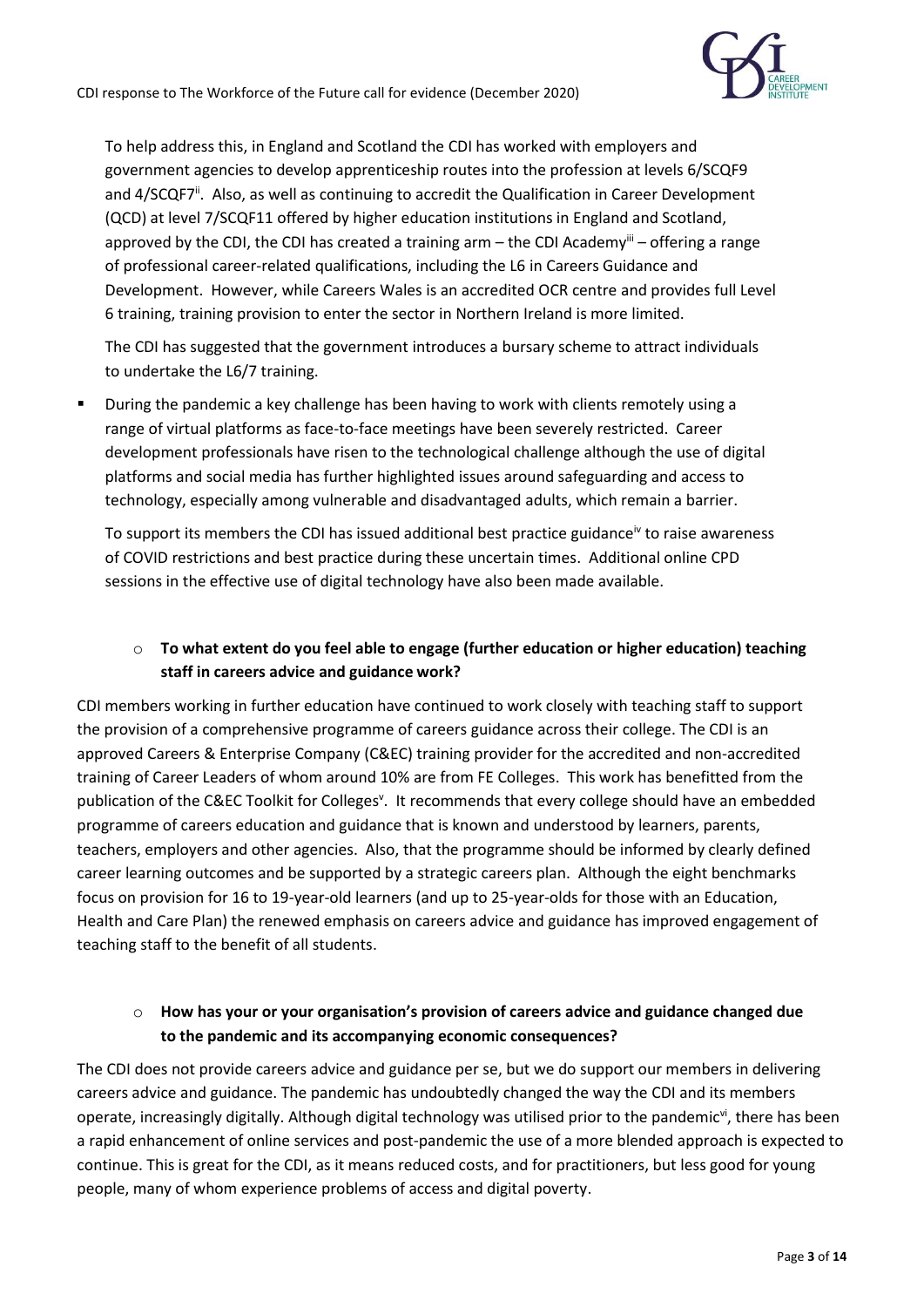To help address this, in England and Scotland the CDI has worked with employers and government agencies to develop apprenticeship routes into the profession at levels 6/SCQF9 and 4/SCQF7[ii]. Also, as well as continuing to accredit the Qualification in Career Development (QCD) at level 7/SCQF11 offered by higher education institutions in England and Scotland, approved by the CDI, the CDI has created a training arm – the CDI Academy[iii] – offering a range of professional career-related qualifications, including the L6 in Careers Guidance and Development. However, while Careers Wales is an accredited OCR centre and provides full Level 6 training, training provision to enter the sector in Northern Ireland is more limited.

The CDI has suggested that the government introduces a bursary scheme to attract individuals to undertake the L6/7 training.

- During the pandemic a key challenge has been having to work with clients remotely using a range of virtual platforms as face-to-face meetings have been severely restricted. Career development professionals have risen to the technological challenge although the use of digital platforms and social media has further highlighted issues around safeguarding and access to technology, especially among vulnerable and disadvantaged adults, which remain a barrier.

  To support its members the CDI has issued additional best practice guidance[iv] to raise awareness of COVID restrictions and best practice during these uncertain times. Additional online CPD sessions in the effective use of digital technology have also been made available.

  - **To what extent do you feel able to engage (further education or higher education) teaching staff in careers advice and guidance work?**

CDI members working in further education have continued to work closely with teaching staff to support the provision of a comprehensive programme of careers guidance across their college. The CDI is an approved Careers & Enterprise Company (C&EC) training provider for the accredited and non-accredited training of Career Leaders of whom around 10% are from FE Colleges. This work has benefitted from the publication of the C&EC Toolkit for Colleges[v]. It recommends that every college should have an embedded programme of careers education and guidance that is known and understood by learners, parents, teachers, employers and other agencies. Also, that the programme should be informed by clearly defined career learning outcomes and be supported by a strategic careers plan. Although the eight benchmarks focus on provision for 16 to 19-year-old learners (and up to 25-year-olds for those with an Education, Health and Care Plan) the renewed emphasis on careers advice and guidance has improved engagement of teaching staff to the benefit of all students.

  - **How has your or your organisation's provision of careers advice and guidance changed due to the pandemic and its accompanying economic consequences?**

The CDI does not provide careers advice and guidance per se, but we do support our members in delivering careers advice and guidance. The pandemic has undoubtedly changed the way the CDI and its members operate, increasingly digitally. Although digital technology was utilised prior to the pandemic[vi], there has been a rapid enhancement of online services and post-pandemic the use of a more blended approach is expected to continue. This is great for the CDI, as it means reduced costs, and for practitioners, but less good for young people, many of whom experience problems of access and digital poverty.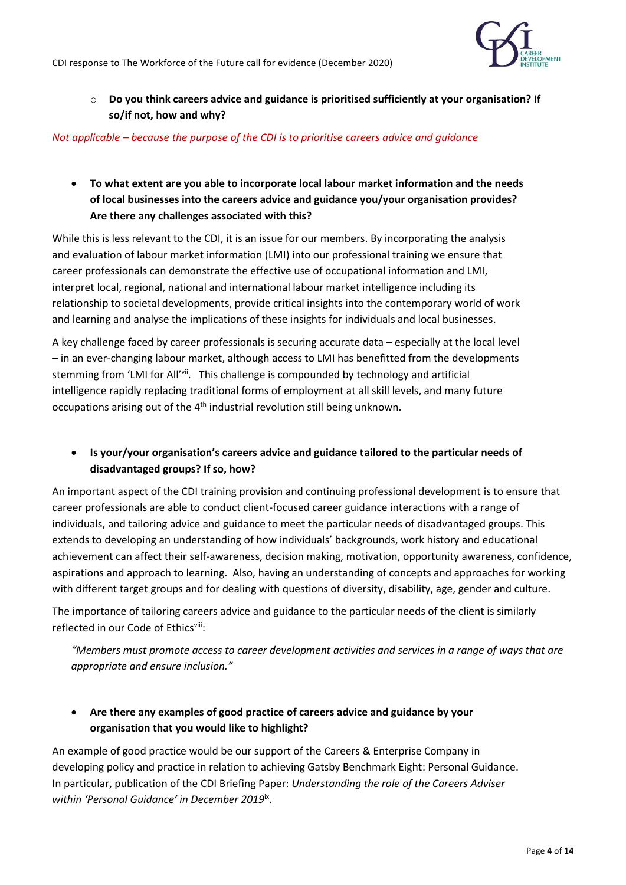- **Do you think careers advice and guidance is prioritised sufficiently at your organisation? If so/if not, how and why?**

*Not applicable – because the purpose of the CDI is to prioritise careers advice and guidance*

- **To what extent are you able to incorporate local labour market information and the needs of local businesses into the careers advice and guidance you/your organisation provides? Are there any challenges associated with this?**

While this is less relevant to the CDI, it is an issue for our members. By incorporating the analysis and evaluation of labour market information (LMI) into our professional training we ensure that career professionals can demonstrate the effective use of occupational information and LMI, interpret local, regional, national and international labour market intelligence including its relationship to societal developments, provide critical insights into the contemporary world of work and learning and analyse the implications of these insights for individuals and local businesses.

A key challenge faced by career professionals is securing accurate data – especially at the local level – in an ever-changing labour market, although access to LMI has benefitted from the developments stemming from 'LMI for All'[vii]. This challenge is compounded by technology and artificial intelligence rapidly replacing traditional forms of employment at all skill levels, and many future occupations arising out of the 4th industrial revolution still being unknown.

- **Is your/your organisation's careers advice and guidance tailored to the particular needs of disadvantaged groups? If so, how?**

An important aspect of the CDI training provision and continuing professional development is to ensure that career professionals are able to conduct client-focused career guidance interactions with a range of individuals, and tailoring advice and guidance to meet the particular needs of disadvantaged groups. This extends to developing an understanding of how individuals' backgrounds, work history and educational achievement can affect their self-awareness, decision making, motivation, opportunity awareness, confidence, aspirations and approach to learning. Also, having an understanding of concepts and approaches for working with different target groups and for dealing with questions of diversity, disability, age, gender and culture.

The importance of tailoring careers advice and guidance to the particular needs of the client is similarly reflected in our Code of Ethics[viii]:

> *"Members must promote access to career development activities and services in a range of ways that are appropriate and ensure inclusion."*

- **Are there any examples of good practice of careers advice and guidance by your organisation that you would like to highlight?**

An example of good practice would be our support of the Careers & Enterprise Company in developing policy and practice in relation to achieving Gatsby Benchmark Eight: Personal Guidance. In particular, publication of the CDI Briefing Paper: *Understanding the role of the Careers Adviser within 'Personal Guidance' in December 2019*[ix].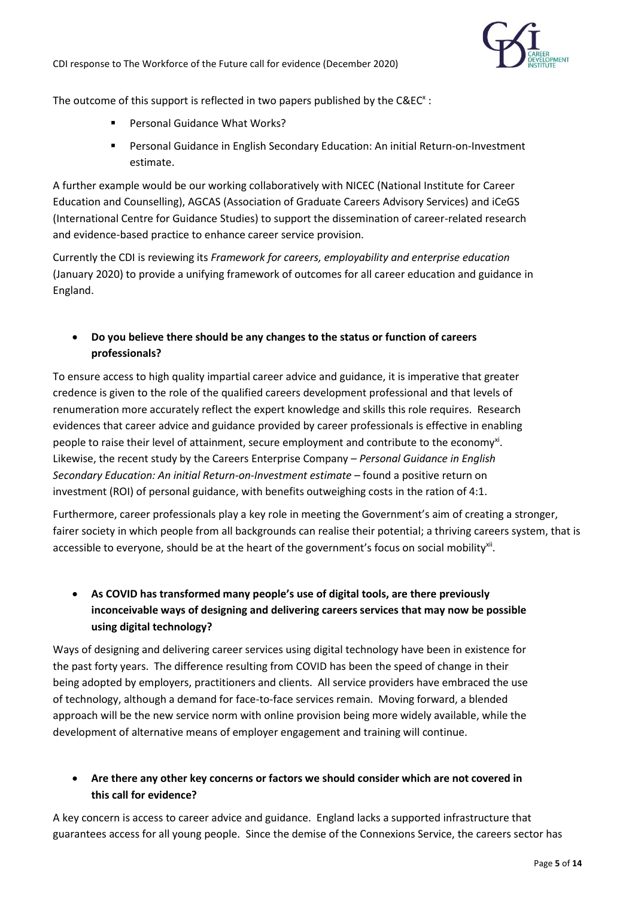The outcome of this support is reflected in two papers published by the C&EC[x] :

- Personal Guidance What Works?
- Personal Guidance in English Secondary Education: An initial Return-on-Investment estimate.

A further example would be our working collaboratively with NICEC (National Institute for Career Education and Counselling), AGCAS (Association of Graduate Careers Advisory Services) and iCeGS (International Centre for Guidance Studies) to support the dissemination of career-related research and evidence-based practice to enhance career service provision.

Currently the CDI is reviewing its *Framework for careers, employability and enterprise education* (January 2020) to provide a unifying framework of outcomes for all career education and guidance in England.

- **Do you believe there should be any changes to the status or function of careers professionals?**

To ensure access to high quality impartial career advice and guidance, it is imperative that greater credence is given to the role of the qualified careers development professional and that levels of renumeration more accurately reflect the expert knowledge and skills this role requires. Research evidences that career advice and guidance provided by career professionals is effective in enabling people to raise their level of attainment, secure employment and contribute to the economy[xi]. Likewise, the recent study by the Careers Enterprise Company – *Personal Guidance in English Secondary Education: An initial Return-on-Investment estimate* – found a positive return on investment (ROI) of personal guidance, with benefits outweighing costs in the ration of 4:1.

Furthermore, career professionals play a key role in meeting the Government's aim of creating a stronger, fairer society in which people from all backgrounds can realise their potential; a thriving careers system, that is accessible to everyone, should be at the heart of the government's focus on social mobility[xii].

- **As COVID has transformed many people's use of digital tools, are there previously inconceivable ways of designing and delivering careers services that may now be possible using digital technology?**

Ways of designing and delivering career services using digital technology have been in existence for the past forty years. The difference resulting from COVID has been the speed of change in their being adopted by employers, practitioners and clients. All service providers have embraced the use of technology, although a demand for face-to-face services remain. Moving forward, a blended approach will be the new service norm with online provision being more widely available, while the development of alternative means of employer engagement and training will continue.

- **Are there any other key concerns or factors we should consider which are not covered in this call for evidence?**

A key concern is access to career advice and guidance. England lacks a supported infrastructure that guarantees access for all young people. Since the demise of the Connexions Service, the careers sector has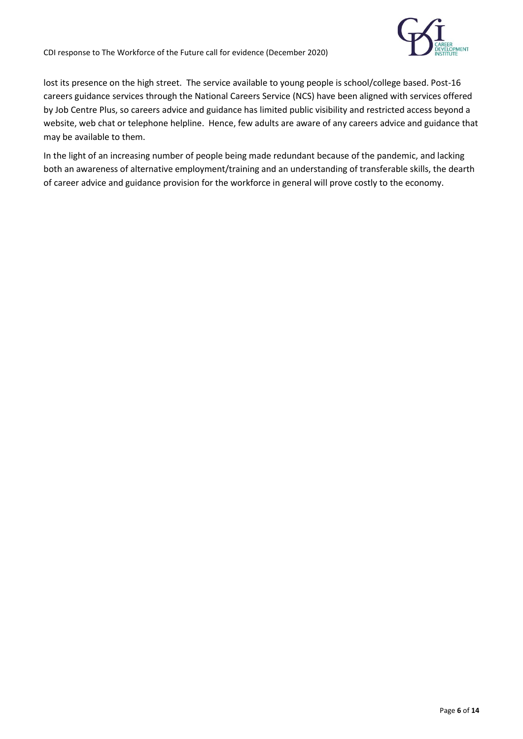lost its presence on the high street. The service available to young people is school/college based. Post-16 careers guidance services through the National Careers Service (NCS) have been aligned with services offered by Job Centre Plus, so careers advice and guidance has limited public visibility and restricted access beyond a website, web chat or telephone helpline. Hence, few adults are aware of any careers advice and guidance that may be available to them.

In the light of an increasing number of people being made redundant because of the pandemic, and lacking both an awareness of alternative employment/training and an understanding of transferable skills, the dearth of career advice and guidance provision for the workforce in general will prove costly to the economy.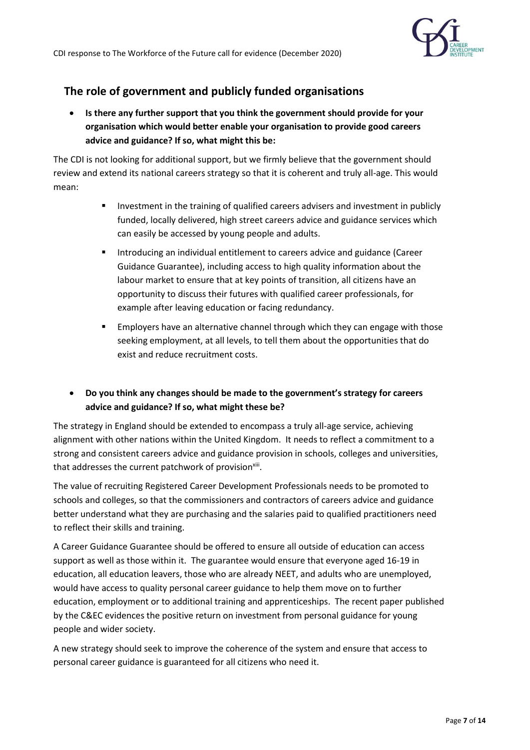## The role of government and publicly funded organisations

- **Is there any further support that you think the government should provide for your organisation which would better enable your organisation to provide good careers advice and guidance? If so, what might this be:**

The CDI is not looking for additional support, but we firmly believe that the government should review and extend its national careers strategy so that it is coherent and truly all-age. This would mean:

- Investment in the training of qualified careers advisers and investment in publicly funded, locally delivered, high street careers advice and guidance services which can easily be accessed by young people and adults.
- Introducing an individual entitlement to careers advice and guidance (Career Guidance Guarantee), including access to high quality information about the labour market to ensure that at key points of transition, all citizens have an opportunity to discuss their futures with qualified career professionals, for example after leaving education or facing redundancy.
- Employers have an alternative channel through which they can engage with those seeking employment, at all levels, to tell them about the opportunities that do exist and reduce recruitment costs.

- **Do you think any changes should be made to the government's strategy for careers advice and guidance? If so, what might these be?**

The strategy in England should be extended to encompass a truly all-age service, achieving alignment with other nations within the United Kingdom. It needs to reflect a commitment to a strong and consistent careers advice and guidance provision in schools, colleges and universities, that addresses the current patchwork of provision[xiii].

The value of recruiting Registered Career Development Professionals needs to be promoted to schools and colleges, so that the commissioners and contractors of careers advice and guidance better understand what they are purchasing and the salaries paid to qualified practitioners need to reflect their skills and training.

A Career Guidance Guarantee should be offered to ensure all outside of education can access support as well as those within it. The guarantee would ensure that everyone aged 16-19 in education, all education leavers, those who are already NEET, and adults who are unemployed, would have access to quality personal career guidance to help them move on to further education, employment or to additional training and apprenticeships. The recent paper published by the C&EC evidences the positive return on investment from personal guidance for young people and wider society.

A new strategy should seek to improve the coherence of the system and ensure that access to personal career guidance is guaranteed for all citizens who need it.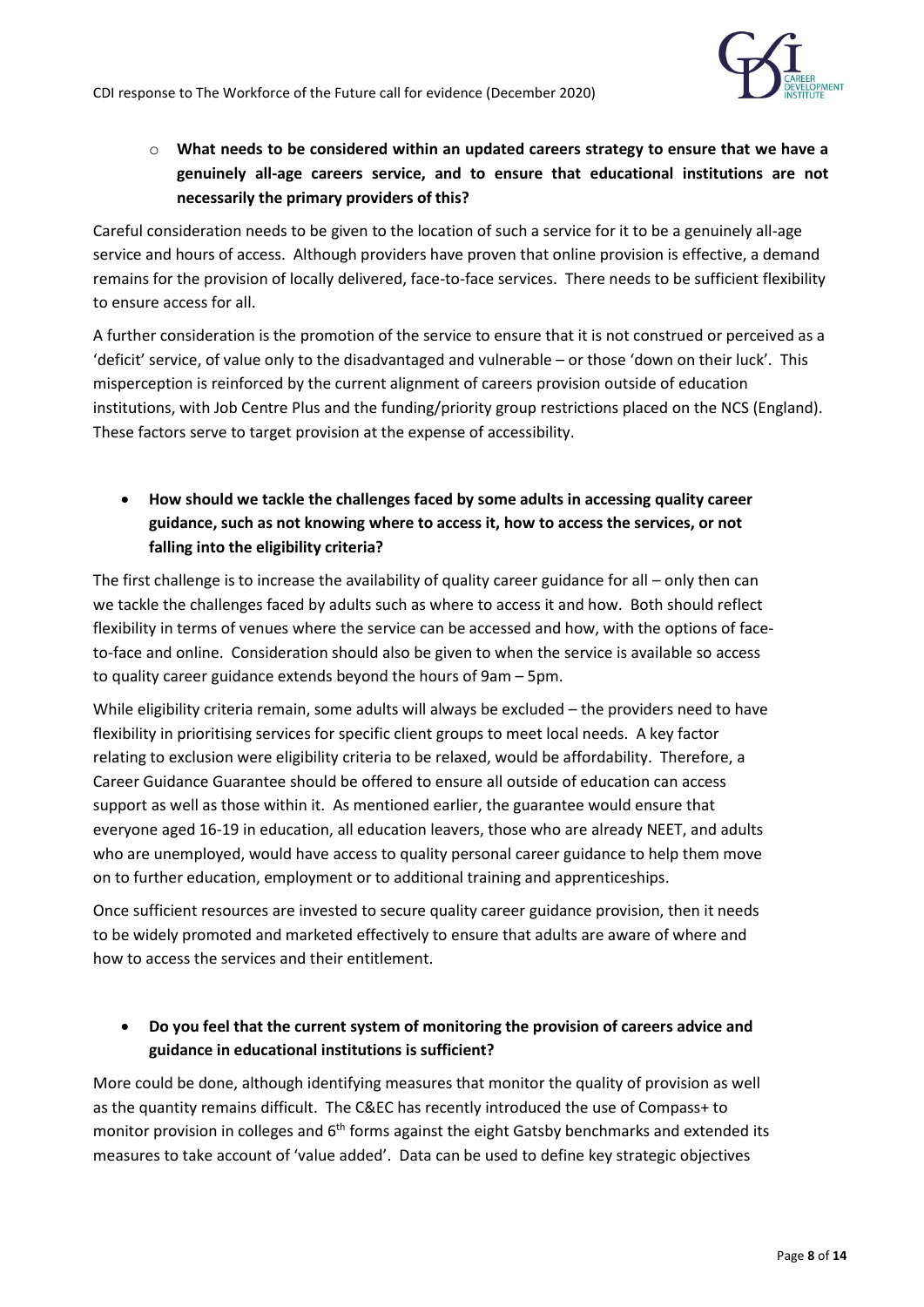- **What needs to be considered within an updated careers strategy to ensure that we have a genuinely all-age careers service, and to ensure that educational institutions are not necessarily the primary providers of this?**

Careful consideration needs to be given to the location of such a service for it to be a genuinely all-age service and hours of access. Although providers have proven that online provision is effective, a demand remains for the provision of locally delivered, face-to-face services. There needs to be sufficient flexibility to ensure access for all.

A further consideration is the promotion of the service to ensure that it is not construed or perceived as a 'deficit' service, of value only to the disadvantaged and vulnerable – or those 'down on their luck'. This misperception is reinforced by the current alignment of careers provision outside of education institutions, with Job Centre Plus and the funding/priority group restrictions placed on the NCS (England). These factors serve to target provision at the expense of accessibility.

- **How should we tackle the challenges faced by some adults in accessing quality career guidance, such as not knowing where to access it, how to access the services, or not falling into the eligibility criteria?**

The first challenge is to increase the availability of quality career guidance for all – only then can we tackle the challenges faced by adults such as where to access it and how. Both should reflect flexibility in terms of venues where the service can be accessed and how, with the options of face-to-face and online. Consideration should also be given to when the service is available so access to quality career guidance extends beyond the hours of 9am – 5pm.

While eligibility criteria remain, some adults will always be excluded – the providers need to have flexibility in prioritising services for specific client groups to meet local needs. A key factor relating to exclusion were eligibility criteria to be relaxed, would be affordability. Therefore, a Career Guidance Guarantee should be offered to ensure all outside of education can access support as well as those within it. As mentioned earlier, the guarantee would ensure that everyone aged 16-19 in education, all education leavers, those who are already NEET, and adults who are unemployed, would have access to quality personal career guidance to help them move on to further education, employment or to additional training and apprenticeships.

Once sufficient resources are invested to secure quality career guidance provision, then it needs to be widely promoted and marketed effectively to ensure that adults are aware of where and how to access the services and their entitlement.

- **Do you feel that the current system of monitoring the provision of careers advice and guidance in educational institutions is sufficient?**

More could be done, although identifying measures that monitor the quality of provision as well as the quantity remains difficult. The C&EC has recently introduced the use of Compass+ to monitor provision in colleges and 6th forms against the eight Gatsby benchmarks and extended its measures to take account of 'value added'. Data can be used to define key strategic objectives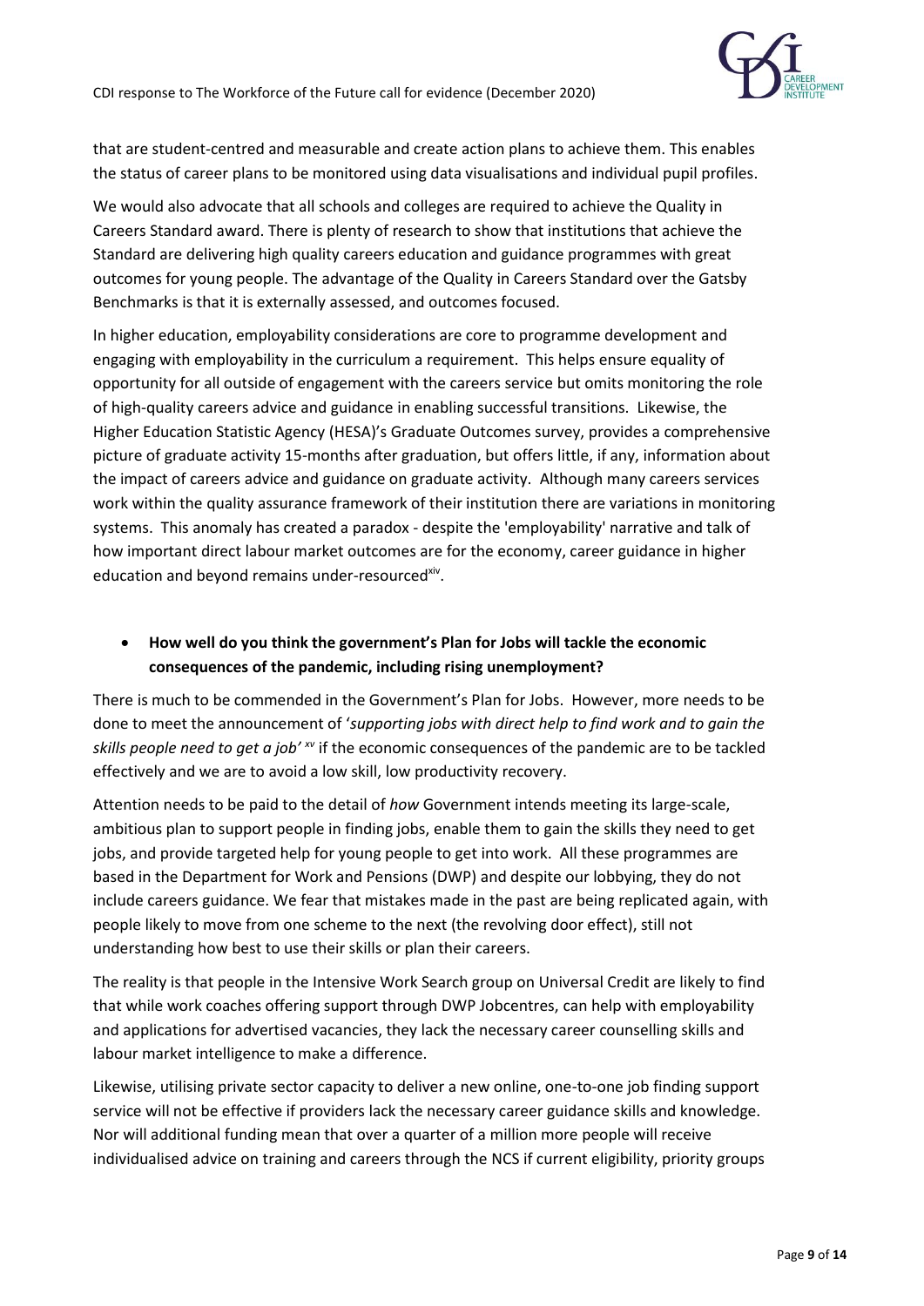that are student-centred and measurable and create action plans to achieve them. This enables the status of career plans to be monitored using data visualisations and individual pupil profiles.

We would also advocate that all schools and colleges are required to achieve the Quality in Careers Standard award. There is plenty of research to show that institutions that achieve the Standard are delivering high quality careers education and guidance programmes with great outcomes for young people. The advantage of the Quality in Careers Standard over the Gatsby Benchmarks is that it is externally assessed, and outcomes focused.

In higher education, employability considerations are core to programme development and engaging with employability in the curriculum a requirement. This helps ensure equality of opportunity for all outside of engagement with the careers service but omits monitoring the role of high-quality careers advice and guidance in enabling successful transitions. Likewise, the Higher Education Statistic Agency (HESA)'s Graduate Outcomes survey, provides a comprehensive picture of graduate activity 15-months after graduation, but offers little, if any, information about the impact of careers advice and guidance on graduate activity. Although many careers services work within the quality assurance framework of their institution there are variations in monitoring systems. This anomaly has created a paradox - despite the 'employability' narrative and talk of how important direct labour market outcomes are for the economy, career guidance in higher education and beyond remains under-resourced[xiv].

- **How well do you think the government's Plan for Jobs will tackle the economic consequences of the pandemic, including rising unemployment?**

There is much to be commended in the Government's Plan for Jobs. However, more needs to be done to meet the announcement of '*supporting jobs with direct help to find work and to gain the skills people need to get a job'* [xv] if the economic consequences of the pandemic are to be tackled effectively and we are to avoid a low skill, low productivity recovery.

Attention needs to be paid to the detail of *how* Government intends meeting its large-scale, ambitious plan to support people in finding jobs, enable them to gain the skills they need to get jobs, and provide targeted help for young people to get into work. All these programmes are based in the Department for Work and Pensions (DWP) and despite our lobbying, they do not include careers guidance. We fear that mistakes made in the past are being replicated again, with people likely to move from one scheme to the next (the revolving door effect), still not understanding how best to use their skills or plan their careers.

The reality is that people in the Intensive Work Search group on Universal Credit are likely to find that while work coaches offering support through DWP Jobcentres, can help with employability and applications for advertised vacancies, they lack the necessary career counselling skills and labour market intelligence to make a difference.

Likewise, utilising private sector capacity to deliver a new online, one-to-one job finding support service will not be effective if providers lack the necessary career guidance skills and knowledge. Nor will additional funding mean that over a quarter of a million more people will receive individualised advice on training and careers through the NCS if current eligibility, priority groups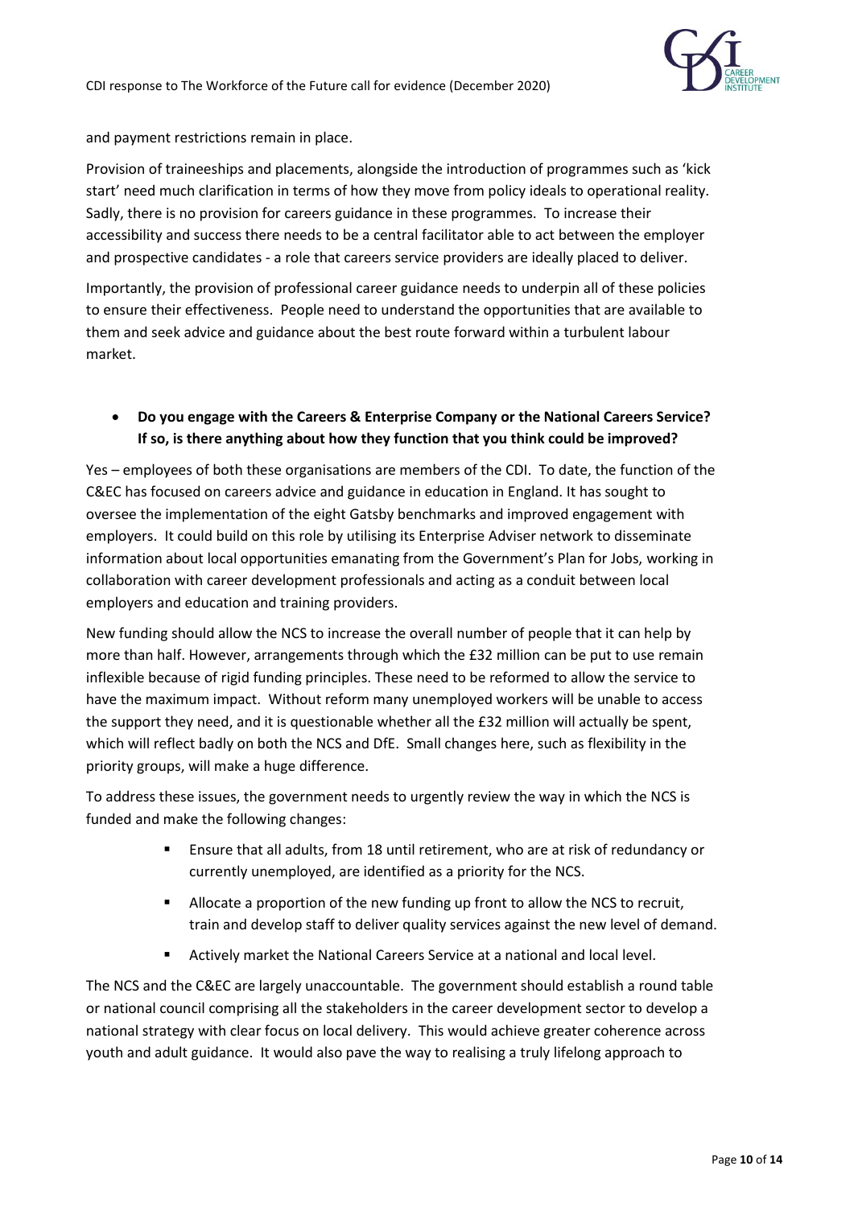and payment restrictions remain in place.

Provision of traineeships and placements, alongside the introduction of programmes such as 'kick start' need much clarification in terms of how they move from policy ideals to operational reality. Sadly, there is no provision for careers guidance in these programmes. To increase their accessibility and success there needs to be a central facilitator able to act between the employer and prospective candidates - a role that careers service providers are ideally placed to deliver.

Importantly, the provision of professional career guidance needs to underpin all of these policies to ensure their effectiveness. People need to understand the opportunities that are available to them and seek advice and guidance about the best route forward within a turbulent labour market.

- **Do you engage with the Careers & Enterprise Company or the National Careers Service? If so, is there anything about how they function that you think could be improved?**

Yes – employees of both these organisations are members of the CDI. To date, the function of the C&EC has focused on careers advice and guidance in education in England. It has sought to oversee the implementation of the eight Gatsby benchmarks and improved engagement with employers. It could build on this role by utilising its Enterprise Adviser network to disseminate information about local opportunities emanating from the Government's Plan for Jobs, working in collaboration with career development professionals and acting as a conduit between local employers and education and training providers.

New funding should allow the NCS to increase the overall number of people that it can help by more than half. However, arrangements through which the £32 million can be put to use remain inflexible because of rigid funding principles. These need to be reformed to allow the service to have the maximum impact. Without reform many unemployed workers will be unable to access the support they need, and it is questionable whether all the £32 million will actually be spent, which will reflect badly on both the NCS and DfE. Small changes here, such as flexibility in the priority groups, will make a huge difference.

To address these issues, the government needs to urgently review the way in which the NCS is funded and make the following changes:

- Ensure that all adults, from 18 until retirement, who are at risk of redundancy or currently unemployed, are identified as a priority for the NCS.
- Allocate a proportion of the new funding up front to allow the NCS to recruit, train and develop staff to deliver quality services against the new level of demand.
- Actively market the National Careers Service at a national and local level.

The NCS and the C&EC are largely unaccountable. The government should establish a round table or national council comprising all the stakeholders in the career development sector to develop a national strategy with clear focus on local delivery. This would achieve greater coherence across youth and adult guidance. It would also pave the way to realising a truly lifelong approach to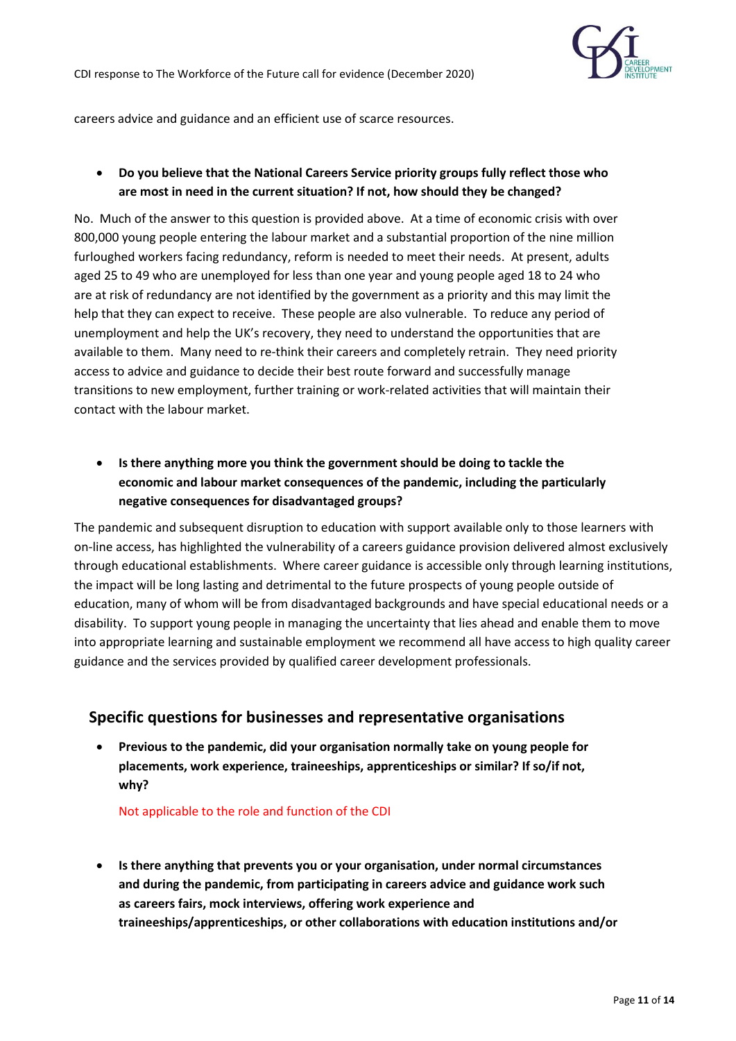careers advice and guidance and an efficient use of scarce resources.

- **Do you believe that the National Careers Service priority groups fully reflect those who are most in need in the current situation? If not, how should they be changed?**

No. Much of the answer to this question is provided above. At a time of economic crisis with over 800,000 young people entering the labour market and a substantial proportion of the nine million furloughed workers facing redundancy, reform is needed to meet their needs. At present, adults aged 25 to 49 who are unemployed for less than one year and young people aged 18 to 24 who are at risk of redundancy are not identified by the government as a priority and this may limit the help that they can expect to receive. These people are also vulnerable. To reduce any period of unemployment and help the UK's recovery, they need to understand the opportunities that are available to them. Many need to re-think their careers and completely retrain. They need priority access to advice and guidance to decide their best route forward and successfully manage transitions to new employment, further training or work-related activities that will maintain their contact with the labour market.

- **Is there anything more you think the government should be doing to tackle the economic and labour market consequences of the pandemic, including the particularly negative consequences for disadvantaged groups?**

The pandemic and subsequent disruption to education with support available only to those learners with on-line access, has highlighted the vulnerability of a careers guidance provision delivered almost exclusively through educational establishments. Where career guidance is accessible only through learning institutions, the impact will be long lasting and detrimental to the future prospects of young people outside of education, many of whom will be from disadvantaged backgrounds and have special educational needs or a disability. To support young people in managing the uncertainty that lies ahead and enable them to move into appropriate learning and sustainable employment we recommend all have access to high quality career guidance and the services provided by qualified career development professionals.

## Specific questions for businesses and representative organisations

- **Previous to the pandemic, did your organisation normally take on young people for placements, work experience, traineeships, apprenticeships or similar? If so/if not, why?**

  Not applicable to the role and function of the CDI

- **Is there anything that prevents you or your organisation, under normal circumstances and during the pandemic, from participating in careers advice and guidance work such as careers fairs, mock interviews, offering work experience and traineeships/apprenticeships, or other collaborations with education institutions and/or**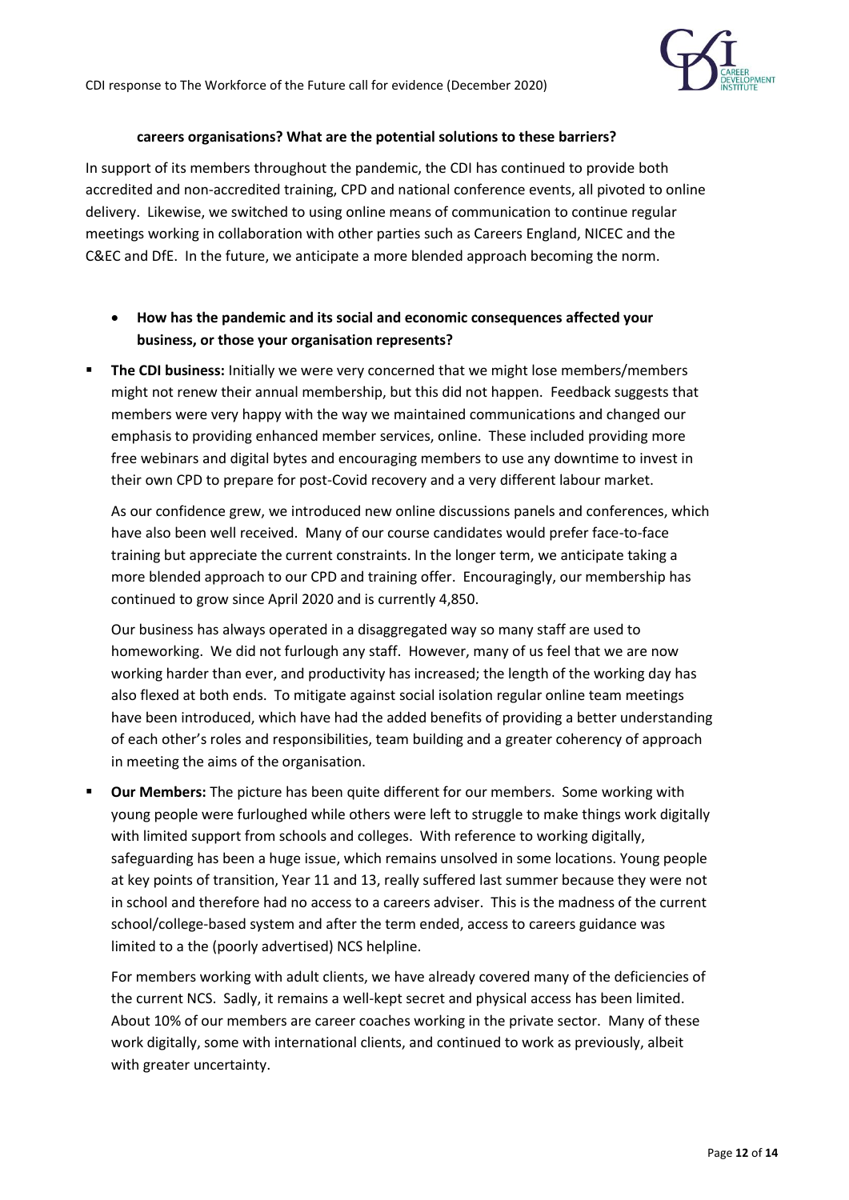**careers organisations? What are the potential solutions to these barriers?**

In support of its members throughout the pandemic, the CDI has continued to provide both accredited and non-accredited training, CPD and national conference events, all pivoted to online delivery. Likewise, we switched to using online means of communication to continue regular meetings working in collaboration with other parties such as Careers England, NICEC and the C&EC and DfE. In the future, we anticipate a more blended approach becoming the norm.

- **How has the pandemic and its social and economic consequences affected your business, or those your organisation represents?**

- **The CDI business:** Initially we were very concerned that we might lose members/members might not renew their annual membership, but this did not happen. Feedback suggests that members were very happy with the way we maintained communications and changed our emphasis to providing enhanced member services, online. These included providing more free webinars and digital bytes and encouraging members to use any downtime to invest in their own CPD to prepare for post-Covid recovery and a very different labour market.

  As our confidence grew, we introduced new online discussions panels and conferences, which have also been well received. Many of our course candidates would prefer face-to-face training but appreciate the current constraints. In the longer term, we anticipate taking a more blended approach to our CPD and training offer. Encouragingly, our membership has continued to grow since April 2020 and is currently 4,850.

  Our business has always operated in a disaggregated way so many staff are used to homeworking. We did not furlough any staff. However, many of us feel that we are now working harder than ever, and productivity has increased; the length of the working day has also flexed at both ends. To mitigate against social isolation regular online team meetings have been introduced, which have had the added benefits of providing a better understanding of each other's roles and responsibilities, team building and a greater coherency of approach in meeting the aims of the organisation.

- **Our Members:** The picture has been quite different for our members. Some working with young people were furloughed while others were left to struggle to make things work digitally with limited support from schools and colleges. With reference to working digitally, safeguarding has been a huge issue, which remains unsolved in some locations. Young people at key points of transition, Year 11 and 13, really suffered last summer because they were not in school and therefore had no access to a careers adviser. This is the madness of the current school/college-based system and after the term ended, access to careers guidance was limited to a the (poorly advertised) NCS helpline.

  For members working with adult clients, we have already covered many of the deficiencies of the current NCS. Sadly, it remains a well-kept secret and physical access has been limited. About 10% of our members are career coaches working in the private sector. Many of these work digitally, some with international clients, and continued to work as previously, albeit with greater uncertainty.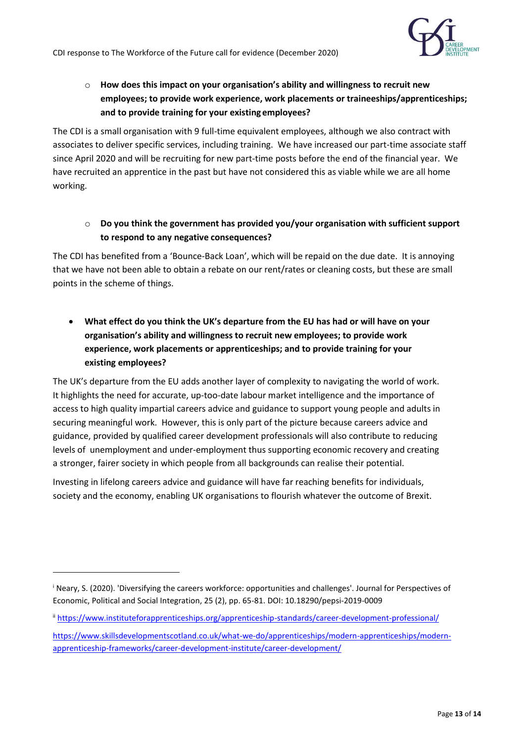- **How does this impact on your organisation's ability and willingness to recruit new employees; to provide work experience, work placements or traineeships/apprenticeships; and to provide training for your existing employees?**

The CDI is a small organisation with 9 full-time equivalent employees, although we also contract with associates to deliver specific services, including training. We have increased our part-time associate staff since April 2020 and will be recruiting for new part-time posts before the end of the financial year. We have recruited an apprentice in the past but have not considered this as viable while we are all home working.

- **Do you think the government has provided you/your organisation with sufficient support to respond to any negative consequences?**

The CDI has benefited from a 'Bounce-Back Loan', which will be repaid on the due date. It is annoying that we have not been able to obtain a rebate on our rent/rates or cleaning costs, but these are small points in the scheme of things.

- **What effect do you think the UK's departure from the EU has had or will have on your organisation's ability and willingness to recruit new employees; to provide work experience, work placements or apprenticeships; and to provide training for your existing employees?**

The UK's departure from the EU adds another layer of complexity to navigating the world of work. It highlights the need for accurate, up-too-date labour market intelligence and the importance of access to high quality impartial careers advice and guidance to support young people and adults in securing meaningful work. However, this is only part of the picture because careers advice and guidance, provided by qualified career development professionals will also contribute to reducing levels of unemployment and under-employment thus supporting economic recovery and creating a stronger, fairer society in which people from all backgrounds can realise their potential.

Investing in lifelong careers advice and guidance will have far reaching benefits for individuals, society and the economy, enabling UK organisations to flourish whatever the outcome of Brexit.

---

[i] Neary, S. (2020). 'Diversifying the careers workforce: opportunities and challenges'. Journal for Perspectives of Economic, Political and Social Integration, 25 (2), pp. 65-81. DOI: 10.18290/pepsi-2019-0009

[ii] https://www.instituteforapprenticeships.org/apprenticeship-standards/career-development-professional/

https://www.skillsdevelopmentscotland.co.uk/what-we-do/apprenticeships/modern-apprenticeships/modern-apprenticeship-frameworks/career-development-institute/career-development/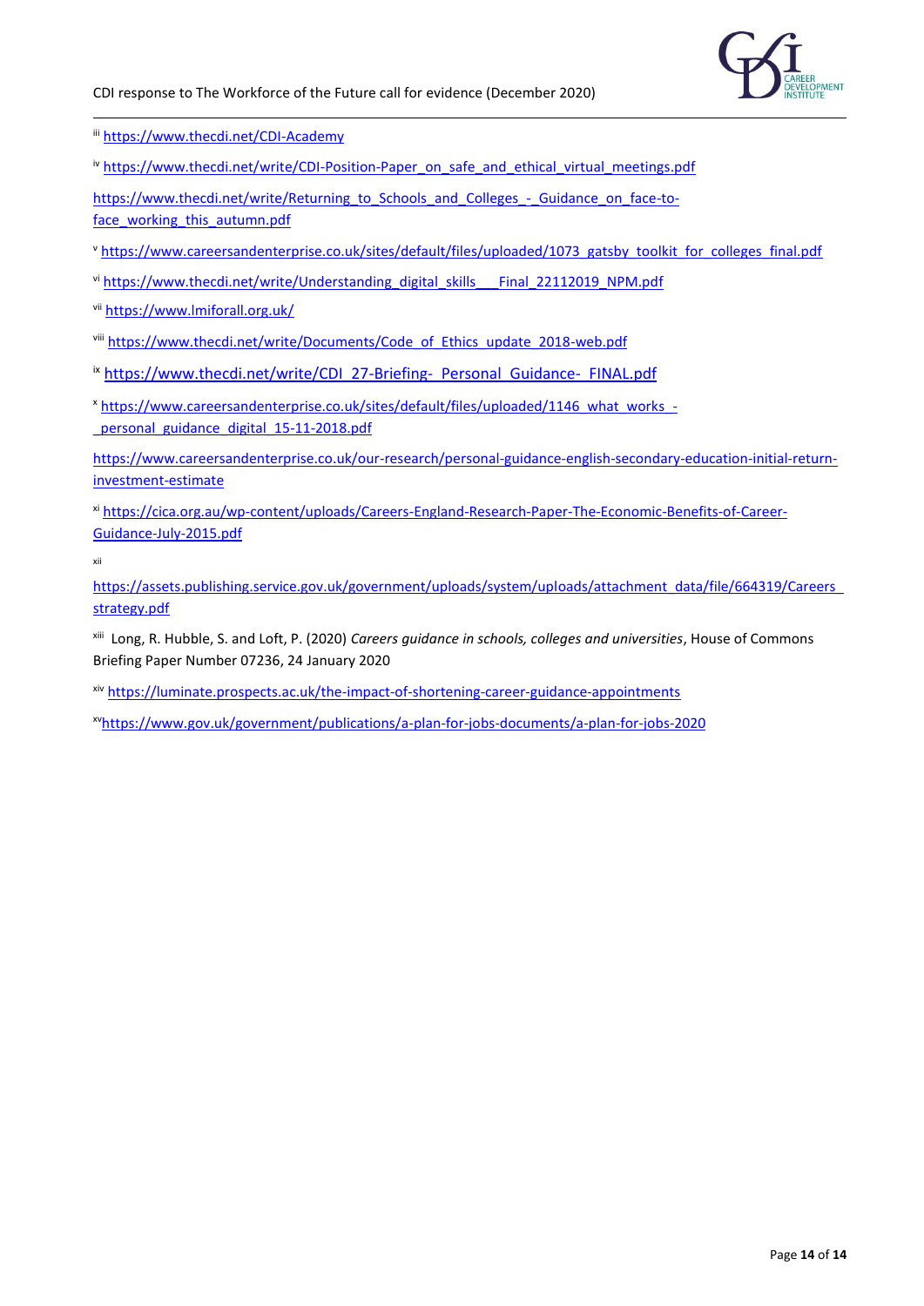[iii] https://www.thecdi.net/CDI-Academy

[iv] https://www.thecdi.net/write/CDI-Position-Paper_on_safe_and_ethical_virtual_meetings.pdf

https://www.thecdi.net/write/Returning_to_Schools_and_Colleges_-_Guidance_on_face-to-face_working_this_autumn.pdf

[v] https://www.careersandenterprise.co.uk/sites/default/files/uploaded/1073_gatsby_toolkit_for_colleges_final.pdf

[vi] https://www.thecdi.net/write/Understanding_digital_skills___Final_22112019_NPM.pdf

[vii] https://www.lmiforall.org.uk/

[viii] https://www.thecdi.net/write/Documents/Code_of_Ethics_update_2018-web.pdf

[ix] https://www.thecdi.net/write/CDI_27-Briefing-_Personal_Guidance-_FINAL.pdf

[x] https://www.careersandenterprise.co.uk/sites/default/files/uploaded/1146_what_works_-_personal_guidance_digital_15-11-2018.pdf

https://www.careersandenterprise.co.uk/our-research/personal-guidance-english-secondary-education-initial-return-investment-estimate

[xi] https://cica.org.au/wp-content/uploads/Careers-England-Research-Paper-The-Economic-Benefits-of-Career-Guidance-July-2015.pdf

[xii]

https://assets.publishing.service.gov.uk/government/uploads/system/uploads/attachment_data/file/664319/Careers_strategy.pdf

[xiii] Long, R. Hubble, S. and Loft, P. (2020) *Careers guidance in schools, colleges and universities*, House of Commons Briefing Paper Number 07236, 24 January 2020

[xiv] https://luminate.prospects.ac.uk/the-impact-of-shortening-career-guidance-appointments

[xv] https://www.gov.uk/government/publications/a-plan-for-jobs-documents/a-plan-for-jobs-2020